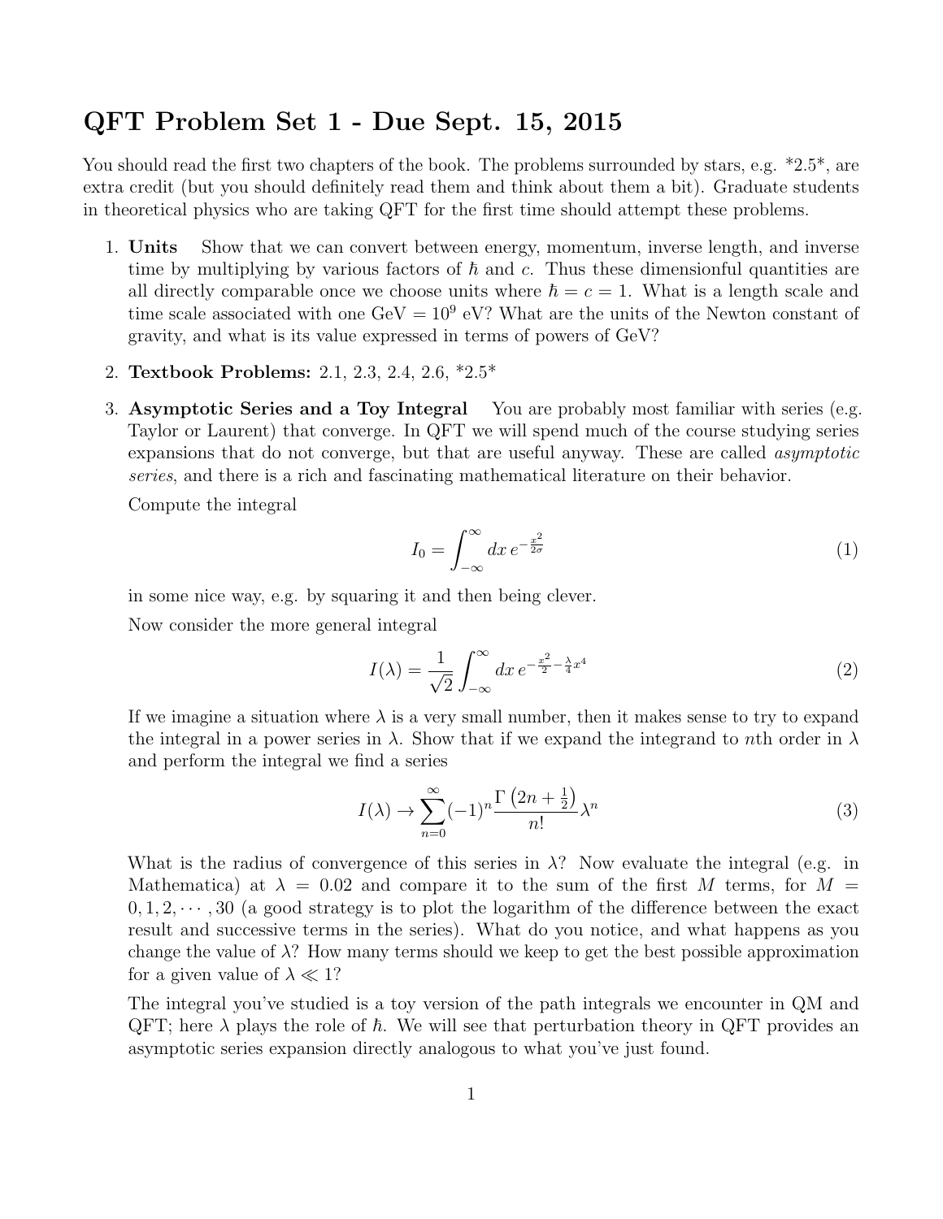# QFT Problem Set 1 - Due Sept. 15, 2015

You should read the first two chapters of the book. The problems surrounded by stars, e.g. *2.5*, are extra credit (but you should definitely read them and think about them a bit). Graduate students in theoretical physics who are taking QFT for the first time should attempt these problems.

1. **Units** Show that we can convert between energy, momentum, inverse length, and inverse time by multiplying by various factors of $\hbar$ and $c$. Thus these dimensionful quantities are all directly comparable once we choose units where $\hbar = c = 1$. What is a length scale and time scale associated with one GeV $= 10^9$ eV? What are the units of the Newton constant of gravity, and what is its value expressed in terms of powers of GeV?

2. **Textbook Problems:** 2.1, 2.3, 2.4, 2.6, *2.5*

3. **Asymptotic Series and a Toy Integral** You are probably most familiar with series (e.g. Taylor or Laurent) that converge. In QFT we will spend much of the course studying series expansions that do not converge, but that are useful anyway. These are called *asymptotic series*, and there is a rich and fascinating mathematical literature on their behavior.

   Compute the integral

   $$I_0 = \int_{-\infty}^{\infty} dx \, e^{-\frac{x^2}{2\sigma}} \tag{1}$$

   in some nice way, e.g. by squaring it and then being clever.

   Now consider the more general integral

   $$I(\lambda) = \frac{1}{\sqrt{2}} \int_{-\infty}^{\infty} dx \, e^{-\frac{x^2}{2} - \frac{\lambda}{4}x^4} \tag{2}$$

   If we imagine a situation where $\lambda$ is a very small number, then it makes sense to try to expand the integral in a power series in $\lambda$. Show that if we expand the integrand to $n$th order in $\lambda$ and perform the integral we find a series

   $$I(\lambda) \to \sum_{n=0}^{\infty} (-1)^n \frac{\Gamma\left(2n + \frac{1}{2}\right)}{n!} \lambda^n \tag{3}$$

   What is the radius of convergence of this series in $\lambda$? Now evaluate the integral (e.g. in Mathematica) at $\lambda = 0.02$ and compare it to the sum of the first $M$ terms, for $M = 0, 1, 2, \cdots, 30$ (a good strategy is to plot the logarithm of the difference between the exact result and successive terms in the series). What do you notice, and what happens as you change the value of $\lambda$? How many terms should we keep to get the best possible approximation for a given value of $\lambda \ll 1$?

   The integral you've studied is a toy version of the path integrals we encounter in QM and QFT; here $\lambda$ plays the role of $\hbar$. We will see that perturbation theory in QFT provides an asymptotic series expansion directly analogous to what you've just found.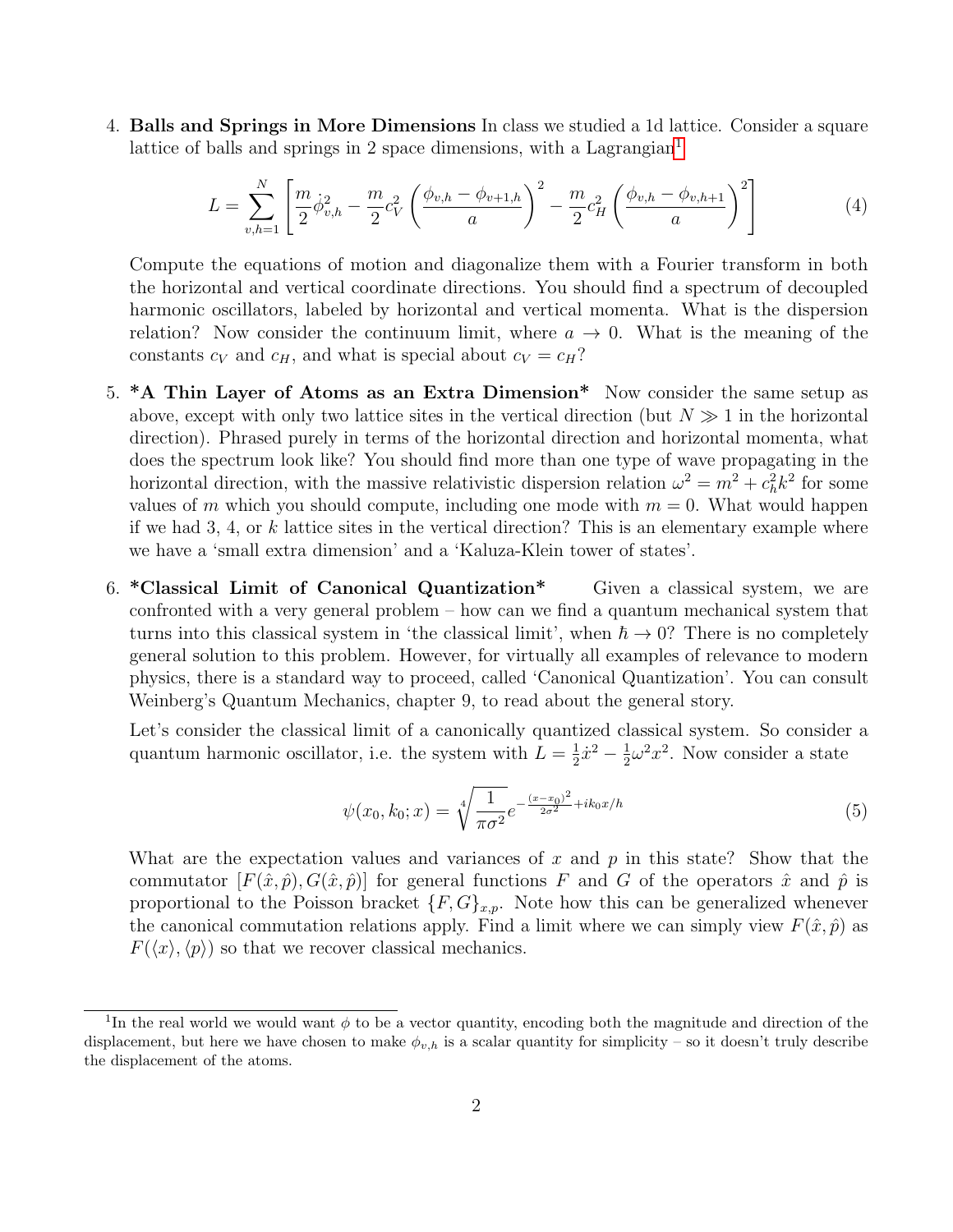4. **Balls and Springs in More Dimensions** In class we studied a 1d lattice. Consider a square lattice of balls and springs in 2 space dimensions, with a Lagrangian[1]

$$L = \sum_{v,h=1}^{N} \left[ \frac{m}{2}\dot{\phi}_{v,h}^2 - \frac{m}{2}c_V^2 \left( \frac{\phi_{v,h} - \phi_{v+1,h}}{a} \right)^2 - \frac{m}{2}c_H^2 \left( \frac{\phi_{v,h} - \phi_{v,h+1}}{a} \right)^2 \right] \tag{4}$$

Compute the equations of motion and diagonalize them with a Fourier transform in both the horizontal and vertical coordinate directions. You should find a spectrum of decoupled harmonic oscillators, labeled by horizontal and vertical momenta. What is the dispersion relation? Now consider the continuum limit, where $a \to 0$. What is the meaning of the constants $c_V$ and $c_H$, and what is special about $c_V = c_H$?

5. ***A Thin Layer of Atoms as an Extra Dimension*** Now consider the same setup as above, except with only two lattice sites in the vertical direction (but $N \gg 1$ in the horizontal direction). Phrased purely in terms of the horizontal direction and horizontal momenta, what does the spectrum look like? You should find more than one type of wave propagating in the horizontal direction, with the massive relativistic dispersion relation $\omega^2 = m^2 + c_h^2 k^2$ for some values of $m$ which you should compute, including one mode with $m = 0$. What would happen if we had 3, 4, or $k$ lattice sites in the vertical direction? This is an elementary example where we have a 'small extra dimension' and a 'Kaluza-Klein tower of states'.

6. ***Classical Limit of Canonical Quantization*** Given a classical system, we are confronted with a very general problem – how can we find a quantum mechanical system that turns into this classical system in 'the classical limit', when $\hbar \to 0$? There is no completely general solution to this problem. However, for virtually all examples of relevance to modern physics, there is a standard way to proceed, called 'Canonical Quantization'. You can consult Weinberg's Quantum Mechanics, chapter 9, to read about the general story.

   Let's consider the classical limit of a canonically quantized classical system. So consider a quantum harmonic oscillator, i.e. the system with $L = \frac{1}{2}\dot{x}^2 - \frac{1}{2}\omega^2 x^2$. Now consider a state

$$\psi(x_0, k_0; x) = \sqrt[4]{\frac{1}{\pi\sigma^2}} e^{-\frac{(x-x_0)^2}{2\sigma^2} + ik_0 x/h} \tag{5}$$

   What are the expectation values and variances of $x$ and $p$ in this state? Show that the commutator $[F(\hat{x}, \hat{p}), G(\hat{x}, \hat{p})]$ for general functions $F$ and $G$ of the operators $\hat{x}$ and $\hat{p}$ is proportional to the Poisson bracket $\{F, G\}_{x,p}$. Note how this can be generalized whenever the canonical commutation relations apply. Find a limit where we can simply view $F(\hat{x}, \hat{p})$ as $F(\langle x \rangle, \langle p \rangle)$ so that we recover classical mechanics.

[1] In the real world we would want $\phi$ to be a vector quantity, encoding both the magnitude and direction of the displacement, but here we have chosen to make $\phi_{v,h}$ is a scalar quantity for simplicity – so it doesn't truly describe the displacement of the atoms.